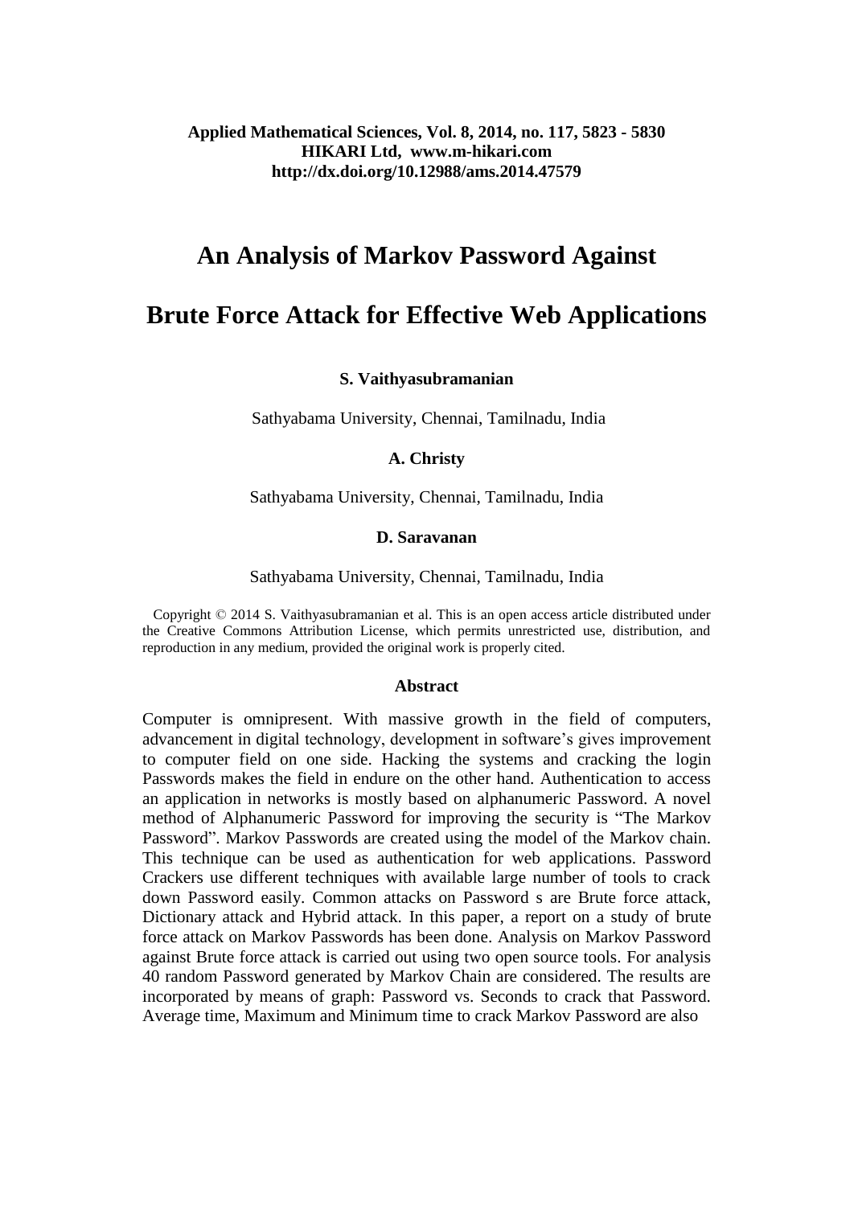# An Analysis of Markov Password Against Brute Force Attack for Effective Web Applications

**S. Vaithyasubramanian**

Sathyabama University, Chennai, Tamilnadu, India

**A. Christy**

Sathyabama University, Chennai, Tamilnadu, India

**D. Saravanan**

Sathyabama University, Chennai, Tamilnadu, India

Copyright © 2014 S. Vaithyasubramanian et al. This is an open access article distributed under the Creative Commons Attribution License, which permits unrestricted use, distribution, and reproduction in any medium, provided the original work is properly cited.

## Abstract

Computer is omnipresent. With massive growth in the field of computers, advancement in digital technology, development in software's gives improvement to computer field on one side. Hacking the systems and cracking the login Passwords makes the field in endure on the other hand. Authentication to access an application in networks is mostly based on alphanumeric Password. A novel method of Alphanumeric Password for improving the security is "The Markov Password". Markov Passwords are created using the model of the Markov chain. This technique can be used as authentication for web applications. Password Crackers use different techniques with available large number of tools to crack down Password easily. Common attacks on Password s are Brute force attack, Dictionary attack and Hybrid attack. In this paper, a report on a study of brute force attack on Markov Passwords has been done. Analysis on Markov Password against Brute force attack is carried out using two open source tools. For analysis 40 random Password generated by Markov Chain are considered. The results are incorporated by means of graph: Password vs. Seconds to crack that Password. Average time, Maximum and Minimum time to crack Markov Password are also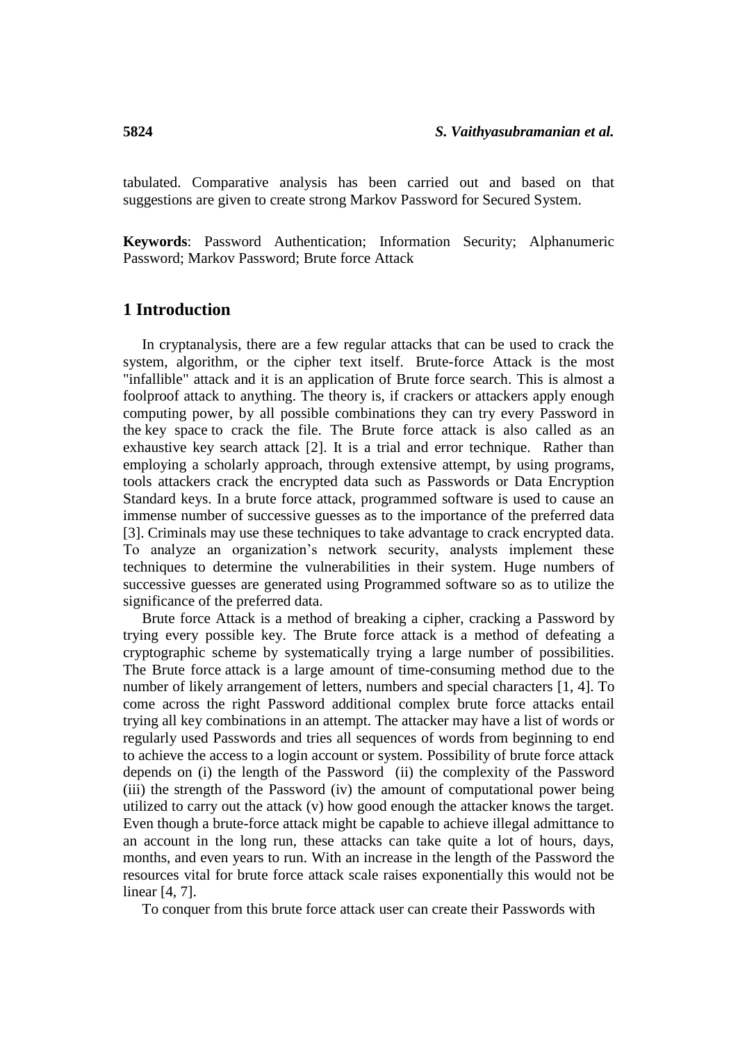tabulated. Comparative analysis has been carried out and based on that suggestions are given to create strong Markov Password for Secured System.

**Keywords**: Password Authentication; Information Security; Alphanumeric Password; Markov Password; Brute force Attack

## 1 Introduction

In cryptanalysis, there are a few regular attacks that can be used to crack the system, algorithm, or the cipher text itself. Brute-force Attack is the most "infallible" attack and it is an application of Brute force search. This is almost a foolproof attack to anything. The theory is, if crackers or attackers apply enough computing power, by all possible combinations they can try every Password in the key space to crack the file. The Brute force attack is also called as an exhaustive key search attack [2]. It is a trial and error technique. Rather than employing a scholarly approach, through extensive attempt, by using programs, tools attackers crack the encrypted data such as Passwords or Data Encryption Standard keys. In a brute force attack, programmed software is used to cause an immense number of successive guesses as to the importance of the preferred data [3]. Criminals may use these techniques to take advantage to crack encrypted data. To analyze an organization's network security, analysts implement these techniques to determine the vulnerabilities in their system. Huge numbers of successive guesses are generated using Programmed software so as to utilize the significance of the preferred data.

Brute force Attack is a method of breaking a cipher, cracking a Password by trying every possible key. The Brute force attack is a method of defeating a cryptographic scheme by systematically trying a large number of possibilities. The Brute force attack is a large amount of time-consuming method due to the number of likely arrangement of letters, numbers and special characters [1, 4]. To come across the right Password additional complex brute force attacks entail trying all key combinations in an attempt. The attacker may have a list of words or regularly used Passwords and tries all sequences of words from beginning to end to achieve the access to a login account or system. Possibility of brute force attack depends on (i) the length of the Password (ii) the complexity of the Password (iii) the strength of the Password (iv) the amount of computational power being utilized to carry out the attack (v) how good enough the attacker knows the target. Even though a brute-force attack might be capable to achieve illegal admittance to an account in the long run, these attacks can take quite a lot of hours, days, months, and even years to run. With an increase in the length of the Password the resources vital for brute force attack scale raises exponentially this would not be linear [4, 7].

To conquer from this brute force attack user can create their Passwords with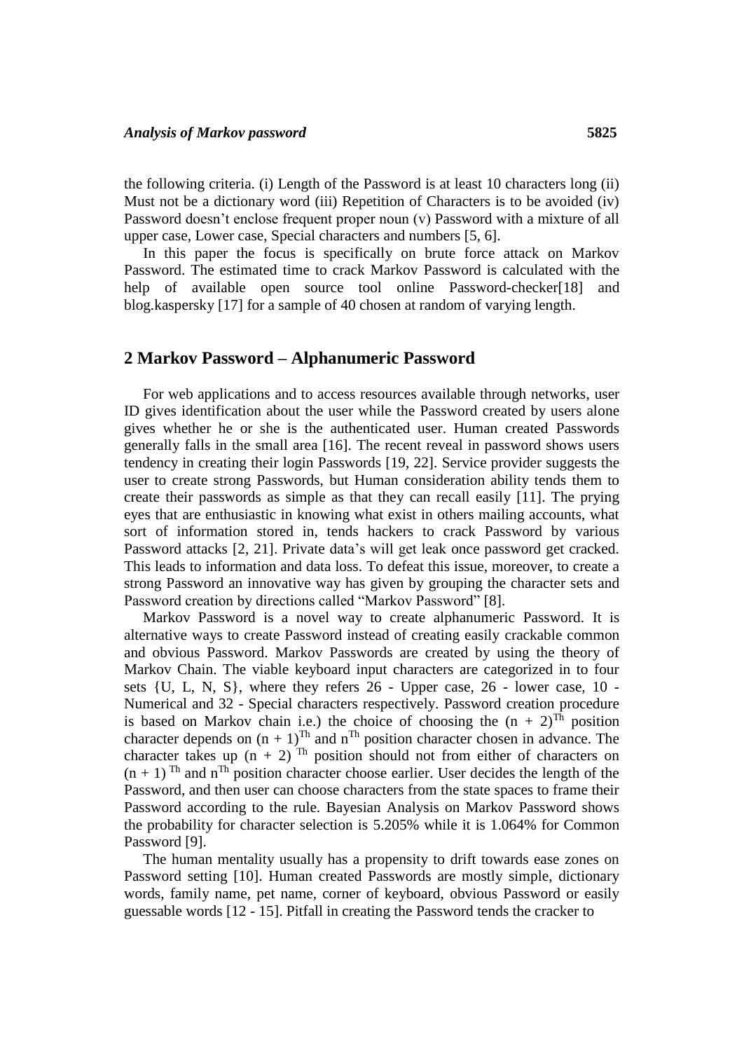the following criteria. (i) Length of the Password is at least 10 characters long (ii) Must not be a dictionary word (iii) Repetition of Characters is to be avoided (iv) Password doesn't enclose frequent proper noun (v) Password with a mixture of all upper case, Lower case, Special characters and numbers [5, 6].

In this paper the focus is specifically on brute force attack on Markov Password. The estimated time to crack Markov Password is calculated with the help of available open source tool online Password-checker[18] and blog.kaspersky [17] for a sample of 40 chosen at random of varying length.

## 2 Markov Password – Alphanumeric Password

For web applications and to access resources available through networks, user ID gives identification about the user while the Password created by users alone gives whether he or she is the authenticated user. Human created Passwords generally falls in the small area [16]. The recent reveal in password shows users tendency in creating their login Passwords [19, 22]. Service provider suggests the user to create strong Passwords, but Human consideration ability tends them to create their passwords as simple as that they can recall easily [11]. The prying eyes that are enthusiastic in knowing what exist in others mailing accounts, what sort of information stored in, tends hackers to crack Password by various Password attacks [2, 21]. Private data's will get leak once password get cracked. This leads to information and data loss. To defeat this issue, moreover, to create a strong Password an innovative way has given by grouping the character sets and Password creation by directions called "Markov Password" [8].

Markov Password is a novel way to create alphanumeric Password. It is alternative ways to create Password instead of creating easily crackable common and obvious Password. Markov Passwords are created by using the theory of Markov Chain. The viable keyboard input characters are categorized in to four sets {U, L, N, S}, where they refers 26 - Upper case, 26 - lower case, 10 - Numerical and 32 - Special characters respectively. Password creation procedure is based on Markov chain i.e.) the choice of choosing the $(n + 2)^{Th}$ position character depends on $(n + 1)^{Th}$ and $n^{Th}$ position character chosen in advance. The character takes up $(n + 2)^{Th}$ position should not from either of characters on $(n + 1)^{Th}$ and $n^{Th}$ position character choose earlier. User decides the length of the Password, and then user can choose characters from the state spaces to frame their Password according to the rule. Bayesian Analysis on Markov Password shows the probability for character selection is 5.205% while it is 1.064% for Common Password [9].

The human mentality usually has a propensity to drift towards ease zones on Password setting [10]. Human created Passwords are mostly simple, dictionary words, family name, pet name, corner of keyboard, obvious Password or easily guessable words [12 - 15]. Pitfall in creating the Password tends the cracker to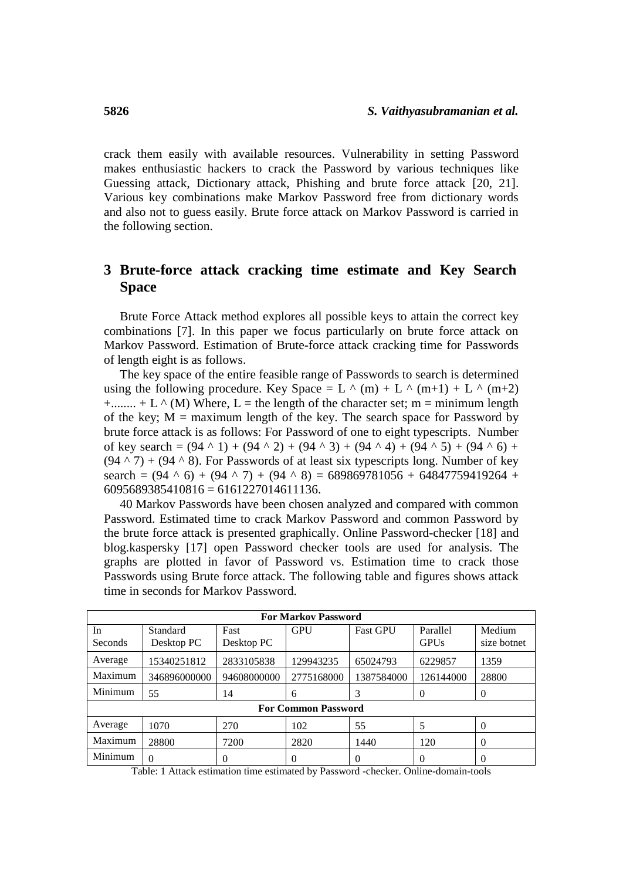crack them easily with available resources. Vulnerability in setting Password makes enthusiastic hackers to crack the Password by various techniques like Guessing attack, Dictionary attack, Phishing and brute force attack [20, 21]. Various key combinations make Markov Password free from dictionary words and also not to guess easily. Brute force attack on Markov Password is carried in the following section.

## 3 Brute-force attack cracking time estimate and Key Search Space

Brute Force Attack method explores all possible keys to attain the correct key combinations [7]. In this paper we focus particularly on brute force attack on Markov Password. Estimation of Brute-force attack cracking time for Passwords of length eight is as follows.

The key space of the entire feasible range of Passwords to search is determined using the following procedure. Key Space = $L ^ (m) + L ^ (m+1) + L ^ (m+2) + \ldots + L ^ (M)$ Where, L = the length of the character set; m = minimum length of the key; M = maximum length of the key. The search space for Password by brute force attack is as follows: For Password of one to eight typescripts. Number of key search = $(94 ^ 1) + (94 ^ 2) + (94 ^ 3) + (94 ^ 4) + (94 ^ 5) + (94 ^ 6) + (94 ^ 7) + (94 ^ 8)$. For Passwords of at least six typescripts long. Number of key search = $(94 ^ 6) + (94 ^ 7) + (94 ^ 8) = 689869781056 + 64847759419264 + 6095689385410816 = 6161227014611136$.

40 Markov Passwords have been chosen analyzed and compared with common Password. Estimated time to crack Markov Password and common Password by the brute force attack is presented graphically. Online Password-checker [18] and blog.kaspersky [17] open Password checker tools are used for analysis. The graphs are plotted in favor of Password vs. Estimation time to crack those Passwords using Brute force attack. The following table and figures shows attack time in seconds for Markov Password.

| For Markov Password | | | | | | |
|---|---|---|---|---|---|---|
| In Seconds | Standard Desktop PC | Fast Desktop PC | GPU | Fast GPU | Parallel GPUs | Medium size botnet |
| Average | 15340251812 | 2833105838 | 129943235 | 65024793 | 6229857 | 1359 |
| Maximum | 346896000000 | 94608000000 | 2775168000 | 1387584000 | 126144000 | 28800 |
| Minimum | 55 | 14 | 6 | 3 | 0 | 0 |
| **For Common Password** | | | | | | |
| Average | 1070 | 270 | 102 | 55 | 5 | 0 |
| Maximum | 28800 | 7200 | 2820 | 1440 | 120 | 0 |
| Minimum | 0 | 0 | 0 | 0 | 0 | 0 |

Table: 1 Attack estimation time estimated by Password -checker. Online-domain-tools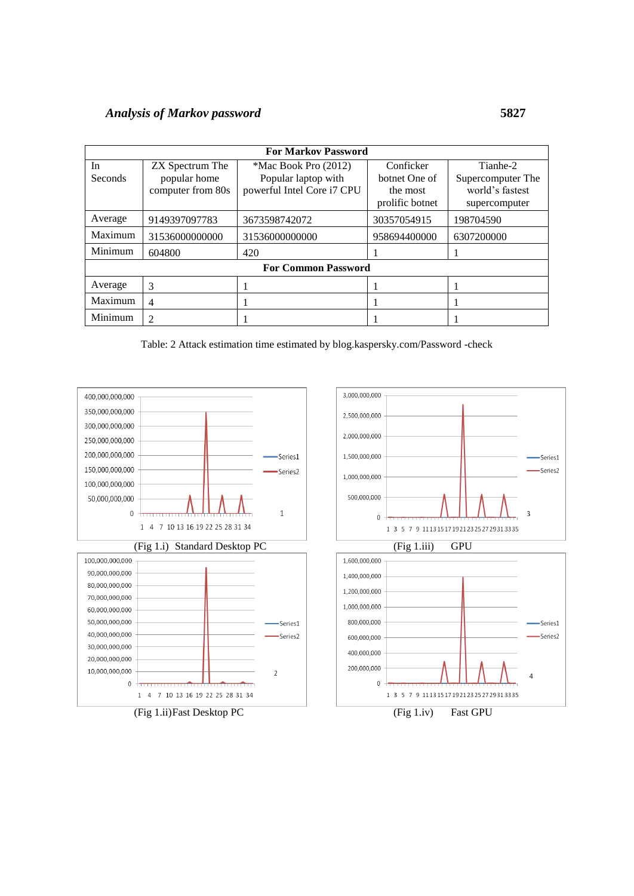| For Markov Password | | | | |
|---|---|---|---|---|
| In Seconds | ZX Spectrum The popular home computer from 80s | *Mac Book Pro (2012) Popular laptop with powerful Intel Core i7 CPU | Conficker botnet One of the most prolific botnet | Tianhe-2 Supercomputer The world's fastest supercomputer |
| Average | 9149397097783 | 3673598742072 | 30357054915 | 198704590 |
| Maximum | 31536000000000 | 31536000000000 | 958694400000 | 6307200000 |
| Minimum | 604800 | 420 | 1 | 1 |
| **For Common Password** | | | | |
| Average | 3 | 1 | 1 | 1 |
| Maximum | 4 | 1 | 1 | 1 |
| Minimum | 2 | 1 | 1 | 1 |

Table: 2 Attack estimation time estimated by blog.kaspersky.com/Password -check

(Fig 1.i) Standard Desktop PC

(Fig 1.iii) GPU

(Fig 1.ii) Fast Desktop PC

(Fig 1.iv) Fast GPU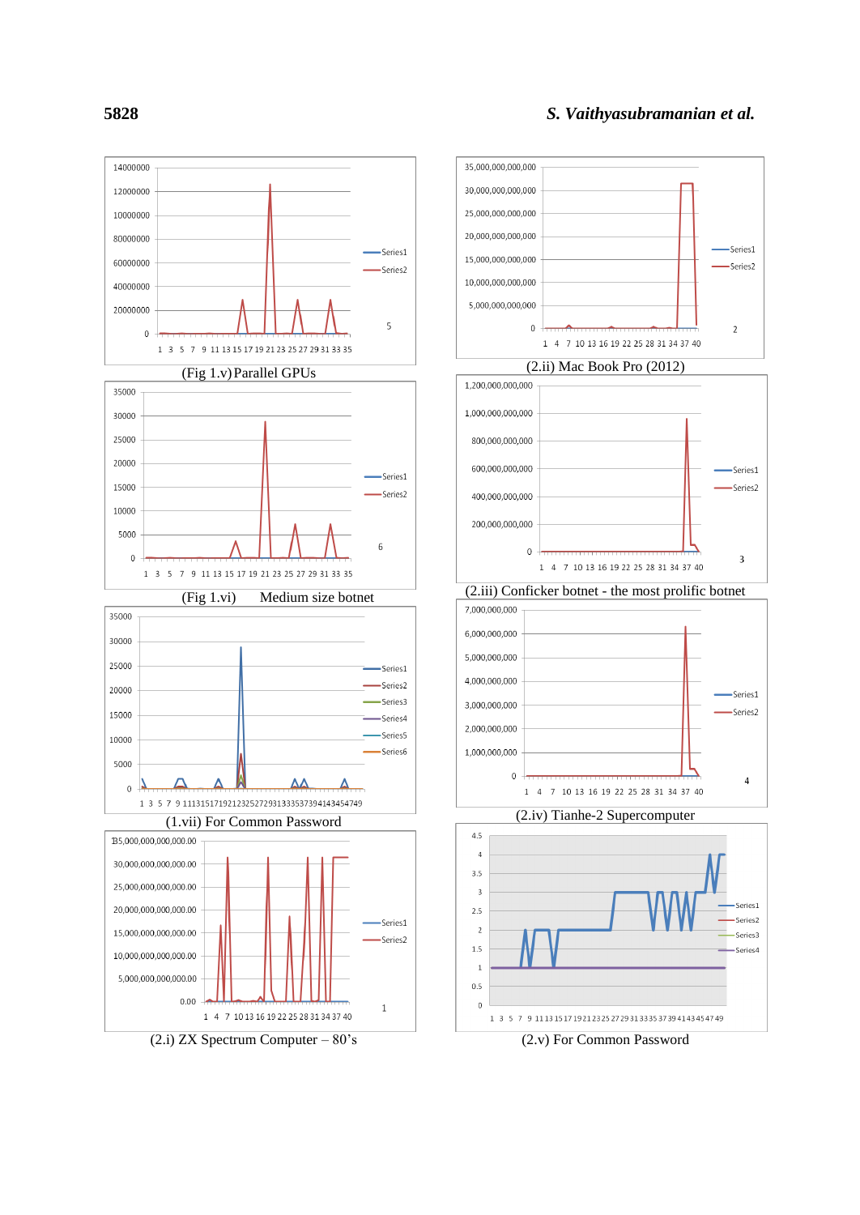(Fig 1.v) Parallel GPUs

(Fig 1.vi) Medium size botnet

(1.vii) For Common Password

(2.i) ZX Spectrum Computer – 80's

(2.ii) Mac Book Pro (2012)

(2.iii) Conficker botnet - the most prolific botnet

(2.iv) Tianhe-2 Supercomputer

(2.v) For Common Password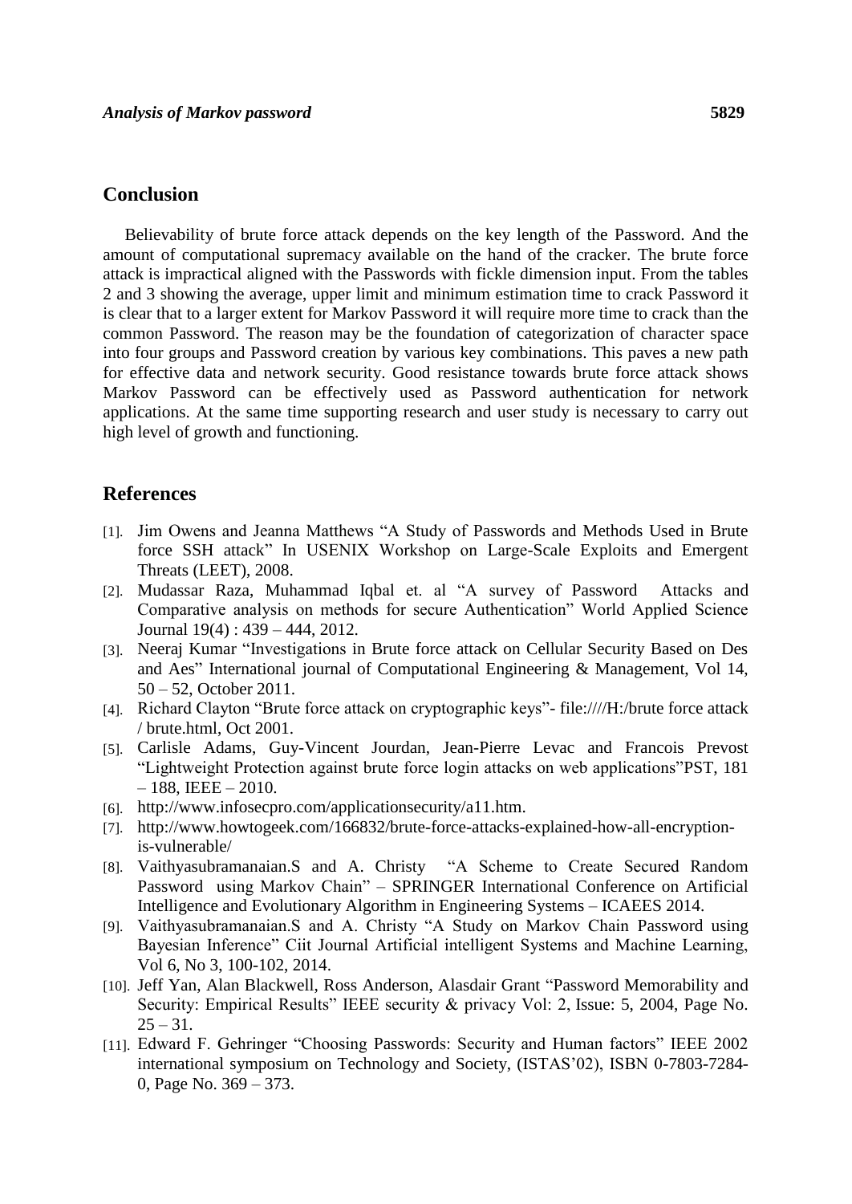## Conclusion

Believability of brute force attack depends on the key length of the Password. And the amount of computational supremacy available on the hand of the cracker. The brute force attack is impractical aligned with the Passwords with fickle dimension input. From the tables 2 and 3 showing the average, upper limit and minimum estimation time to crack Password it is clear that to a larger extent for Markov Password it will require more time to crack than the common Password. The reason may be the foundation of categorization of character space into four groups and Password creation by various key combinations. This paves a new path for effective data and network security. Good resistance towards brute force attack shows Markov Password can be effectively used as Password authentication for network applications. At the same time supporting research and user study is necessary to carry out high level of growth and functioning.

## References

[1]. Jim Owens and Jeanna Matthews "A Study of Passwords and Methods Used in Brute force SSH attack" In USENIX Workshop on Large-Scale Exploits and Emergent Threats (LEET), 2008.

[2]. Mudassar Raza, Muhammad Iqbal et. al "A survey of Password Attacks and Comparative analysis on methods for secure Authentication" World Applied Science Journal 19(4) : 439 – 444, 2012.

[3]. Neeraj Kumar "Investigations in Brute force attack on Cellular Security Based on Des and Aes" International journal of Computational Engineering & Management, Vol 14, 50 – 52, October 2011.

[4]. Richard Clayton "Brute force attack on cryptographic keys"- file:////H:/brute force attack / brute.html, Oct 2001.

[5]. Carlisle Adams, Guy-Vincent Jourdan, Jean-Pierre Levac and Francois Prevost "Lightweight Protection against brute force login attacks on web applications"PST, 181 – 188, IEEE – 2010.

[6]. http://www.infosecpro.com/applicationsecurity/a11.htm.

[7]. http://www.howtogeek.com/166832/brute-force-attacks-explained-how-all-encryption-is-vulnerable/

[8]. Vaithyasubramanaian.S and A. Christy "A Scheme to Create Secured Random Password using Markov Chain" – SPRINGER International Conference on Artificial Intelligence and Evolutionary Algorithm in Engineering Systems – ICAEES 2014.

[9]. Vaithyasubramanaian.S and A. Christy "A Study on Markov Chain Password using Bayesian Inference" Ciit Journal Artificial intelligent Systems and Machine Learning, Vol 6, No 3, 100-102, 2014.

[10]. Jeff Yan, Alan Blackwell, Ross Anderson, Alasdair Grant "Password Memorability and Security: Empirical Results" IEEE security & privacy Vol: 2, Issue: 5, 2004, Page No. 25 – 31.

[11]. Edward F. Gehringer "Choosing Passwords: Security and Human factors" IEEE 2002 international symposium on Technology and Society, (ISTAS'02), ISBN 0-7803-7284-0, Page No. 369 – 373.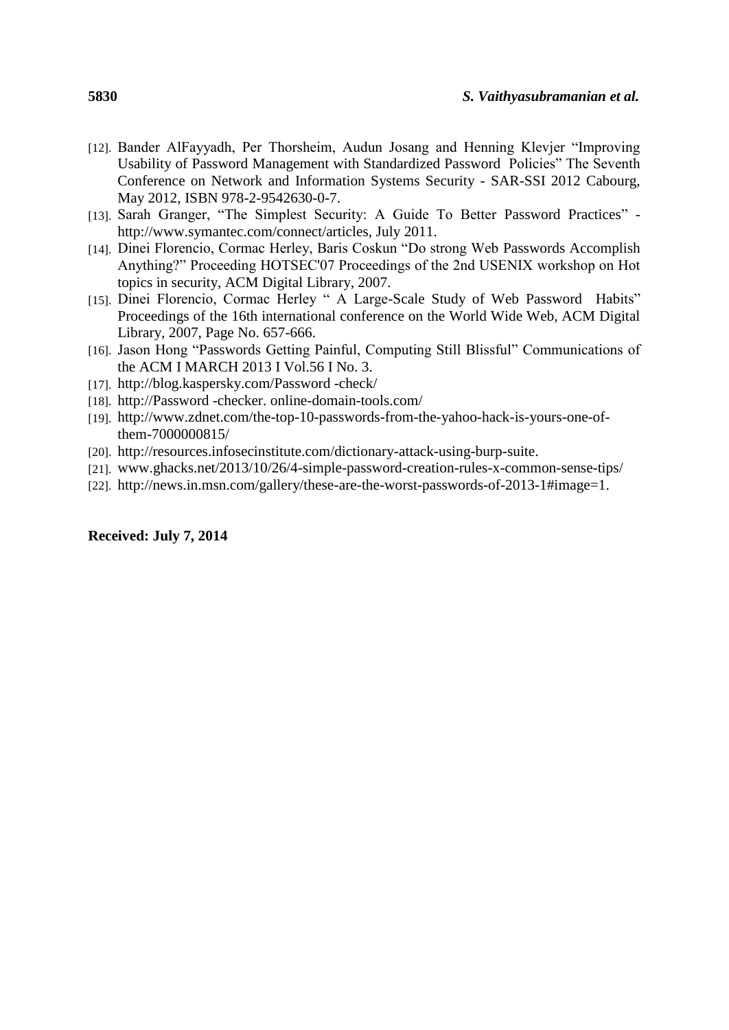[12]. Bander AlFayyadh, Per Thorsheim, Audun Josang and Henning Klevjer "Improving Usability of Password Management with Standardized Password Policies" The Seventh Conference on Network and Information Systems Security - SAR-SSI 2012 Cabourg, May 2012, ISBN 978-2-9542630-0-7.

[13]. Sarah Granger, "The Simplest Security: A Guide To Better Password Practices" - http://www.symantec.com/connect/articles, July 2011.

[14]. Dinei Florencio, Cormac Herley, Baris Coskun "Do strong Web Passwords Accomplish Anything?" Proceeding HOTSEC'07 Proceedings of the 2nd USENIX workshop on Hot topics in security, ACM Digital Library, 2007.

[15]. Dinei Florencio, Cormac Herley " A Large-Scale Study of Web Password Habits" Proceedings of the 16th international conference on the World Wide Web, ACM Digital Library, 2007, Page No. 657-666.

[16]. Jason Hong "Passwords Getting Painful, Computing Still Blissful" Communications of the ACM I MARCH 2013 I Vol.56 I No. 3.

[17]. http://blog.kaspersky.com/Password -check/

[18]. http://Password -checker. online-domain-tools.com/

[19]. http://www.zdnet.com/the-top-10-passwords-from-the-yahoo-hack-is-yours-one-of-them-7000000815/

[20]. http://resources.infosecinstitute.com/dictionary-attack-using-burp-suite.

[21]. www.ghacks.net/2013/10/26/4-simple-password-creation-rules-x-common-sense-tips/

[22]. http://news.in.msn.com/gallery/these-are-the-worst-passwords-of-2013-1#image=1.

**Received: July 7, 2014**